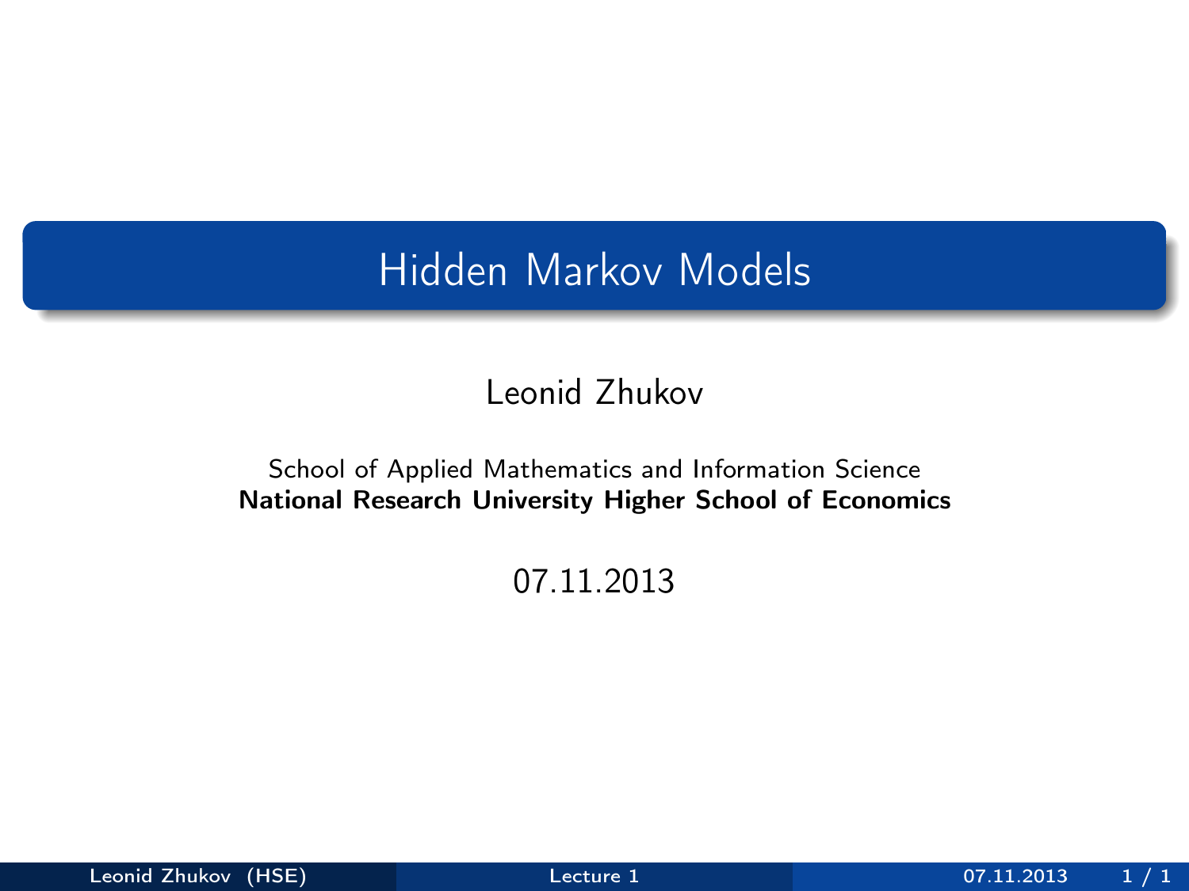# Hidden Markov Models

Leonid Zhukov

School of Applied Mathematics and Information Science
**National Research University Higher School of Economics**

07.11.2013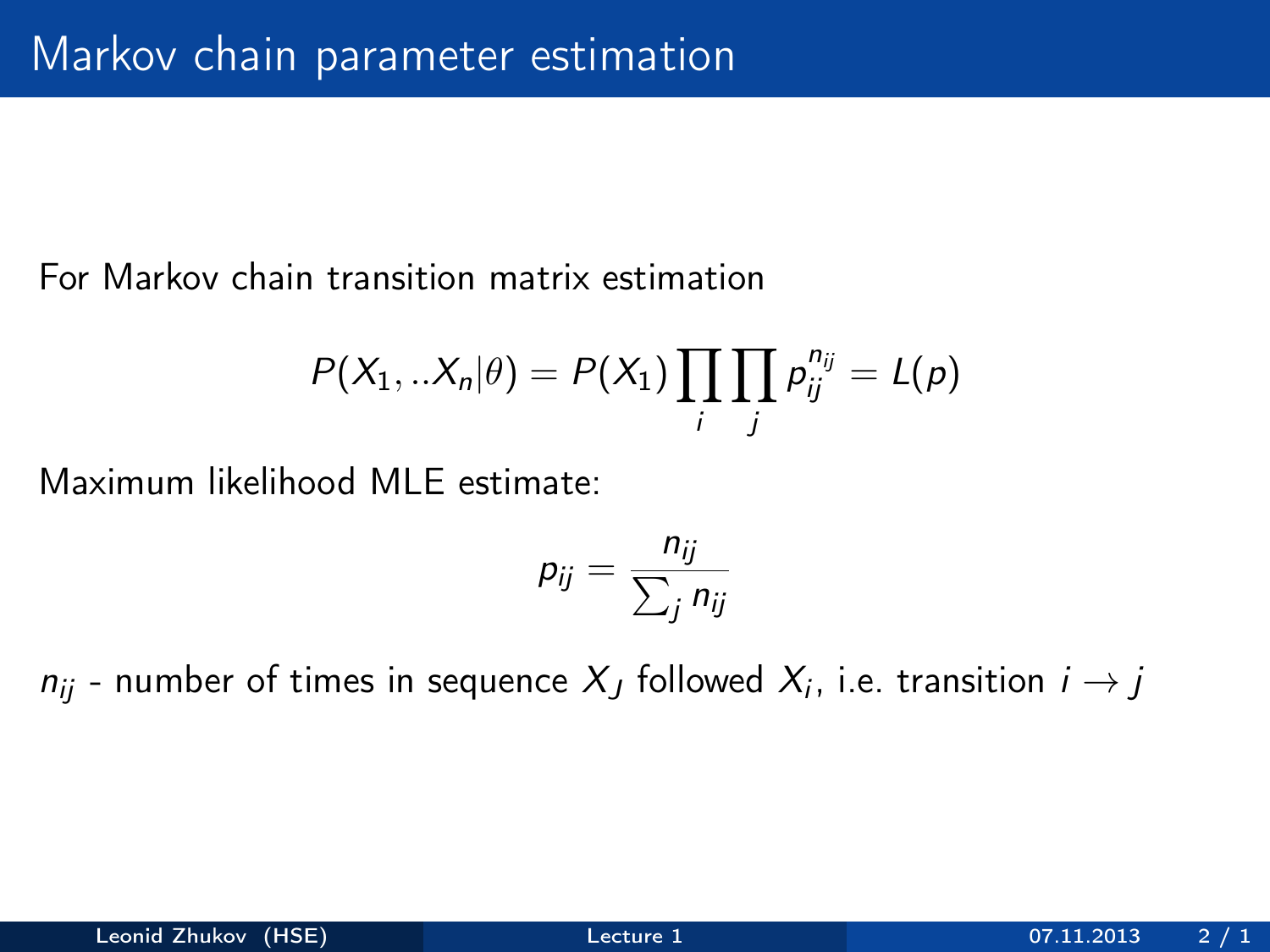# Markov chain parameter estimation

For Markov chain transition matrix estimation

$$P(X_1, ..X_n|\theta) = P(X_1) \prod_i \prod_j p_{ij}^{n_{ij}} = L(p)$$

Maximum likelihood MLE estimate:

$$p_{ij} = \frac{n_{ij}}{\sum_j n_{ij}}$$

$n_{ij}$ - number of times in sequence $X_J$ followed $X_i$, i.e. transition $i \to j$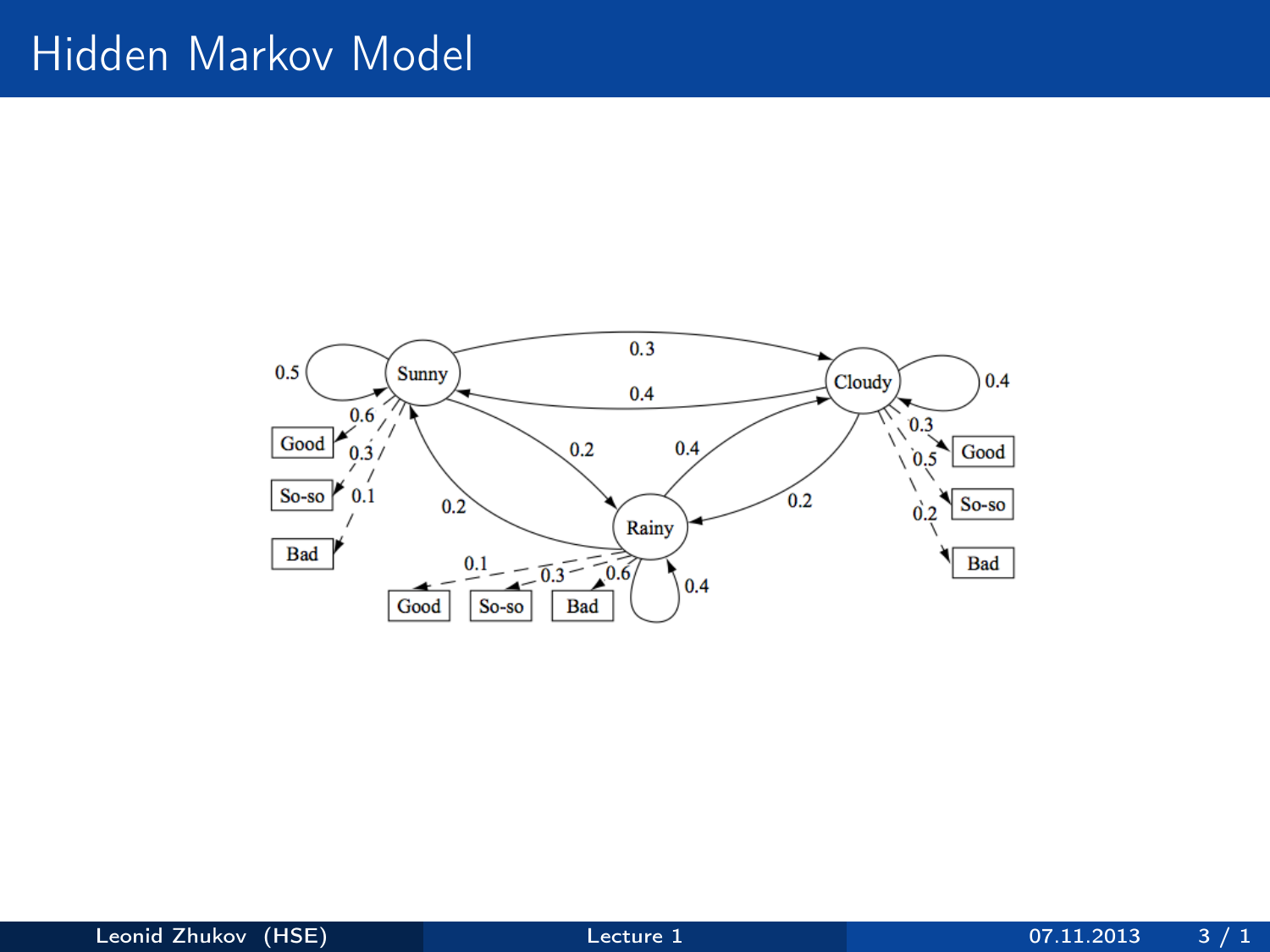# Hidden Markov Model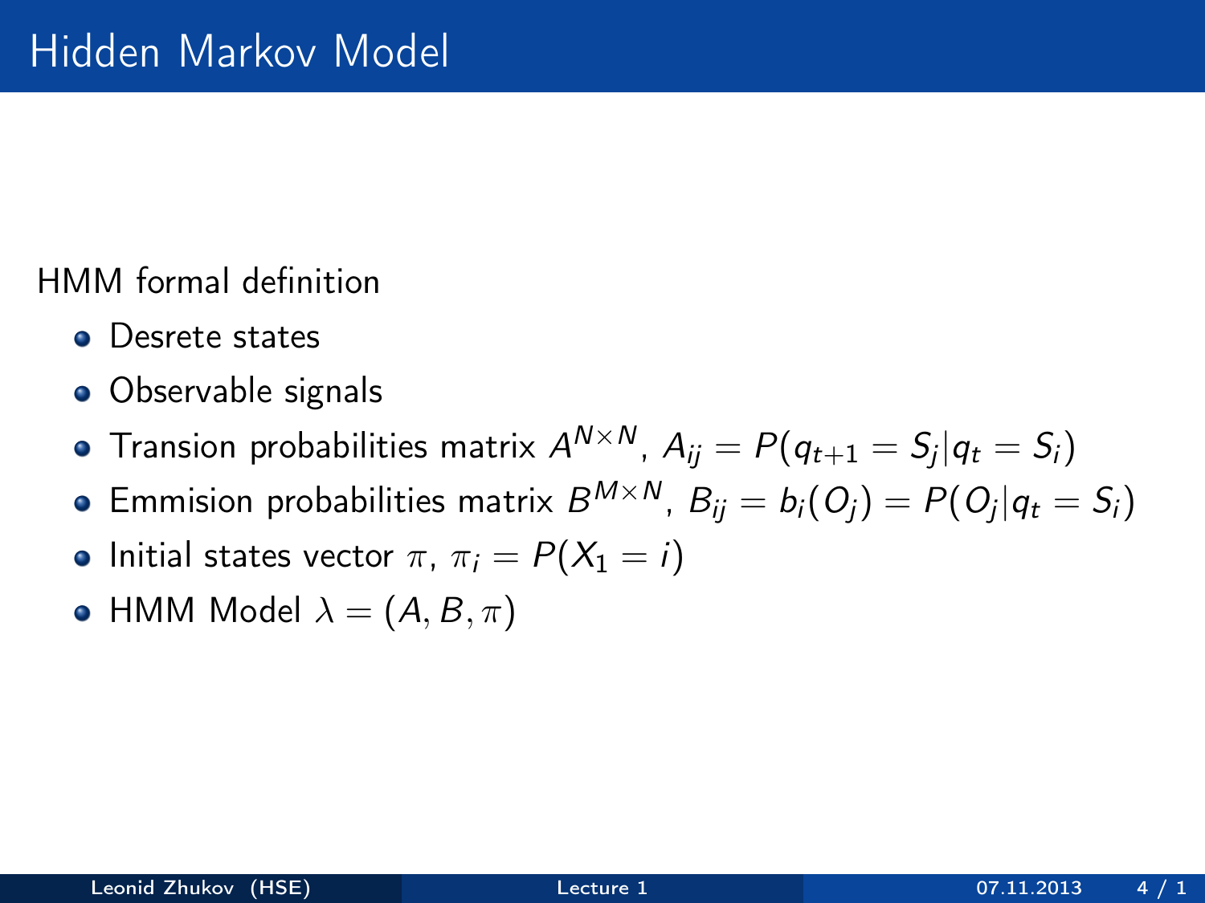# Hidden Markov Model

HMM formal definition

- Desrete states
- Observable signals
- Transion probabilities matrix $A^{N \times N}$, $A_{ij} = P(q_{t+1} = S_j | q_t = S_i)$
- Emmision probabilities matrix $B^{M \times N}$, $B_{ij} = b_i(O_j) = P(O_j | q_t = S_i)$
- Initial states vector $\pi$, $\pi_i = P(X_1 = i)$
- HMM Model $\lambda = (A, B, \pi)$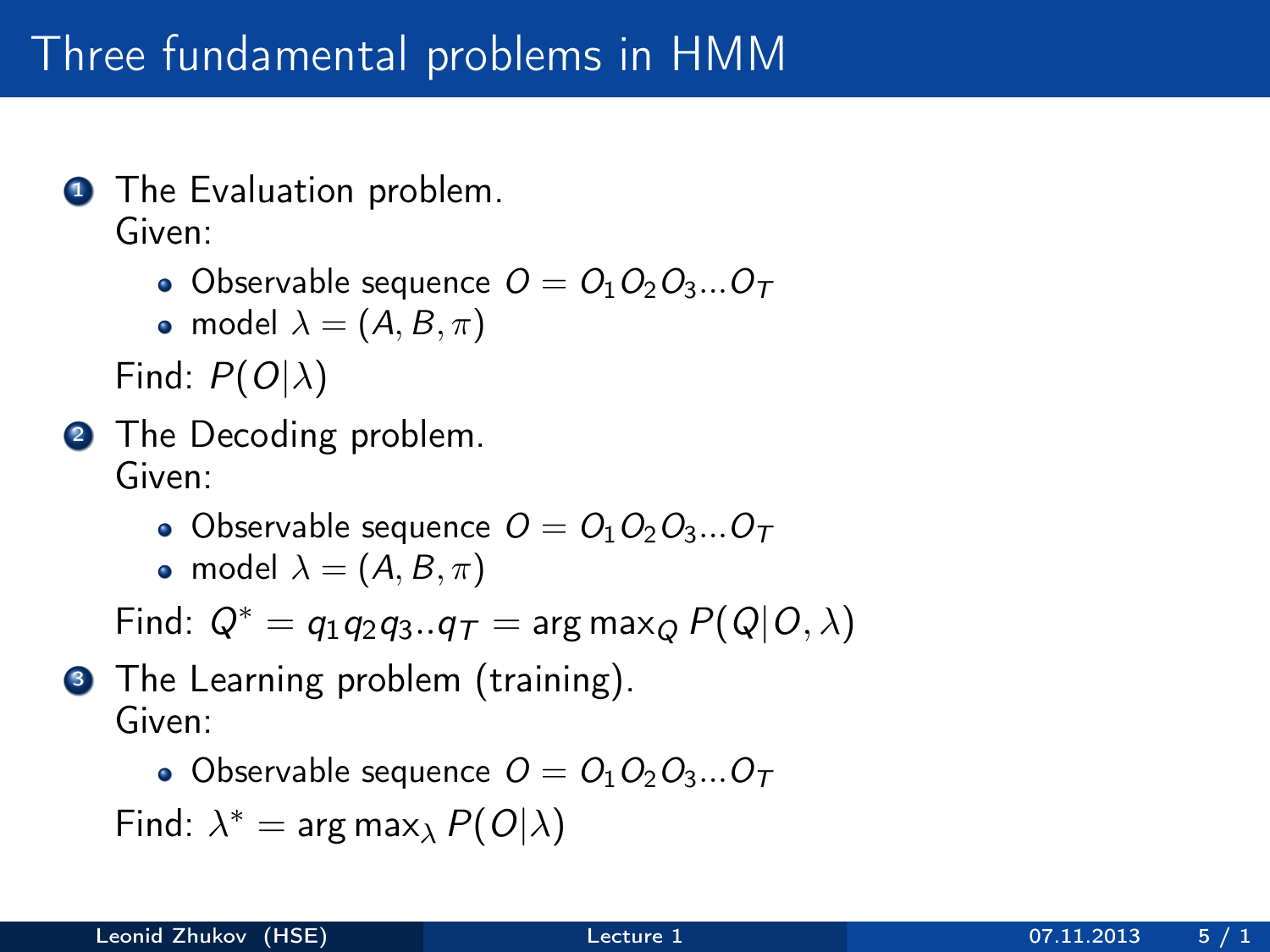# Three fundamental problems in HMM

1. The Evaluation problem.
   Given:
   - Observable sequence $O = O_1 O_2 O_3 ... O_T$
   - model $\lambda = (A, B, \pi)$

   Find: $P(O|\lambda)$

2. The Decoding problem.
   Given:
   - Observable sequence $O = O_1 O_2 O_3 ... O_T$
   - model $\lambda = (A, B, \pi)$

   Find: $Q^* = q_1 q_2 q_3 .. q_T = \arg\max_Q P(Q|O, \lambda)$

3. The Learning problem (training).
   Given:
   - Observable sequence $O = O_1 O_2 O_3 ... O_T$

   Find: $\lambda^* = \arg\max_\lambda P(O|\lambda)$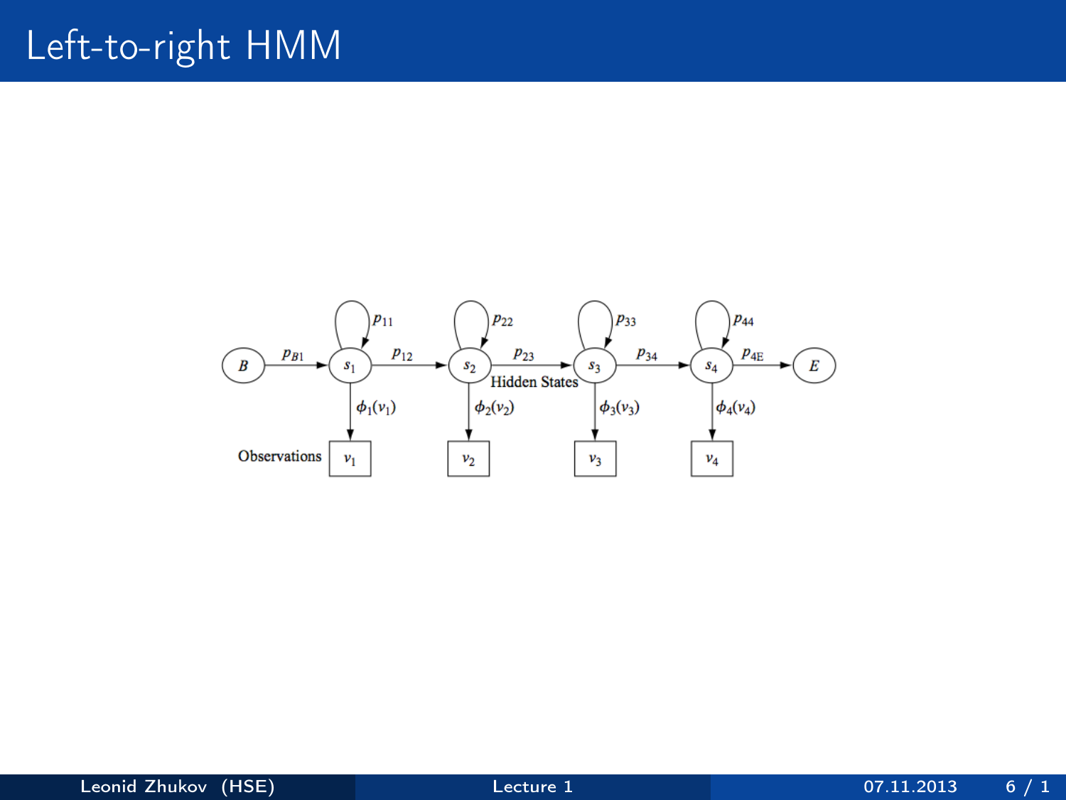# Left-to-right HMM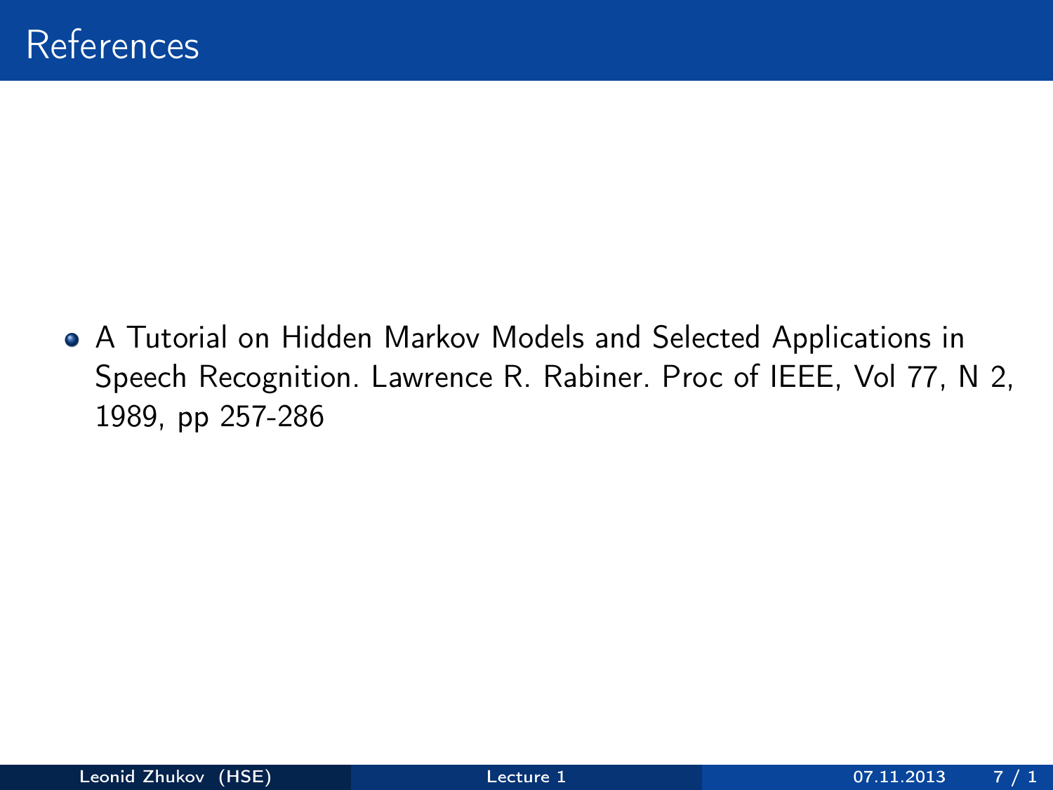# References

- A Tutorial on Hidden Markov Models and Selected Applications in Speech Recognition. Lawrence R. Rabiner. Proc of IEEE, Vol 77, N 2, 1989, pp 257-286